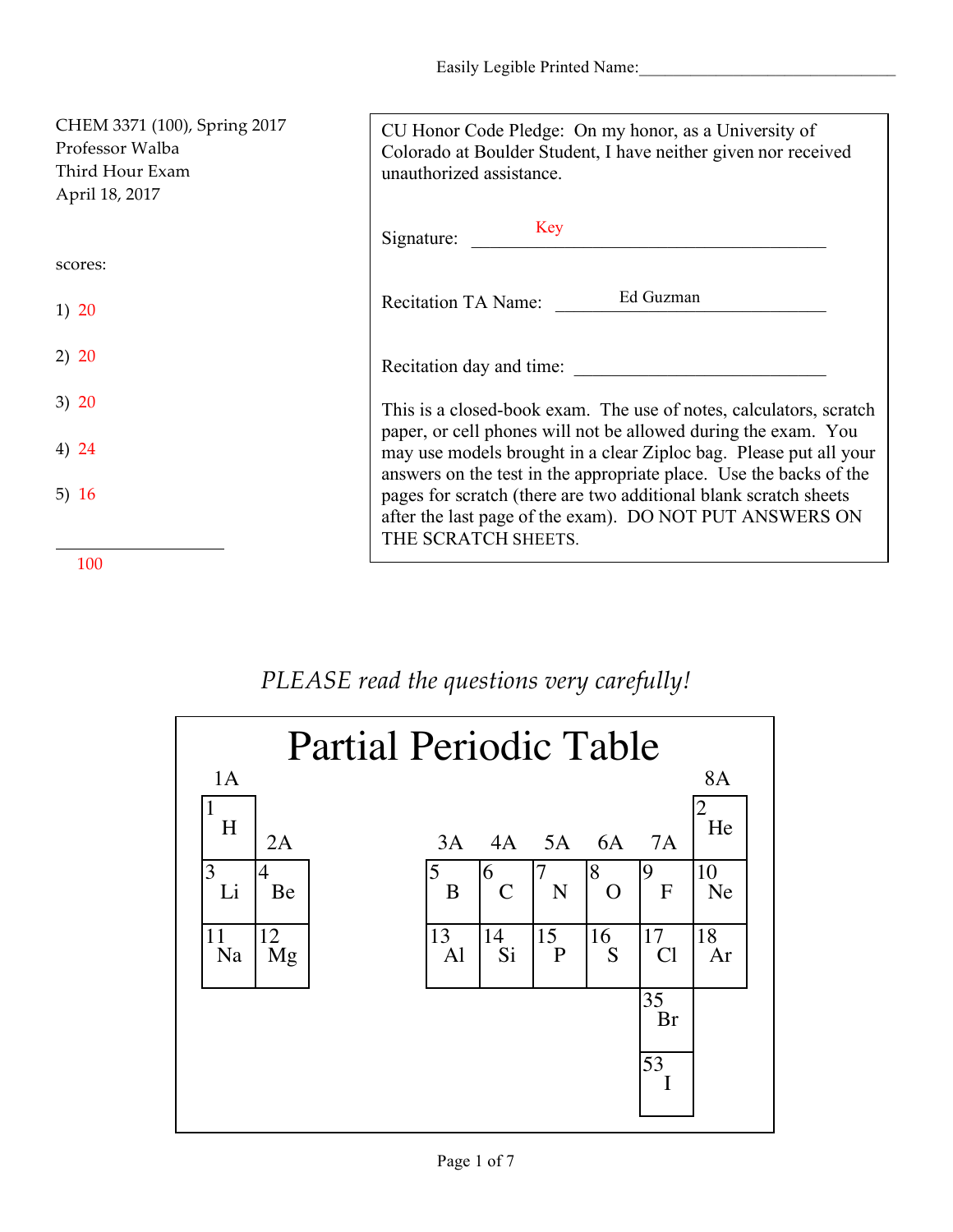Easily Legible Printed Name:______________________________

CHEM 3371 (100), Spring 2017
Professor Walba
Third Hour Exam
April 18, 2017

scores:

1) 20

2) 20

3) 20

4) 24

5) 16

____________________
100

CU Honor Code Pledge: On my honor, as a University of Colorado at Boulder Student, I have neither given nor received unauthorized assistance.

Signature: Key

Recitation TA Name: Ed Guzman

Recitation day and time: ____________________________

This is a closed-book exam. The use of notes, calculators, scratch paper, or cell phones will not be allowed during the exam. You may use models brought in a clear Ziploc bag. Please put all your answers on the test in the appropriate place. Use the backs of the pages for scratch (there are two additional blank scratch sheets after the last page of the exam). DO NOT PUT ANSWERS ON THE SCRATCH SHEETS.

*PLEASE read the questions very carefully!*

# Partial Periodic Table

| 1A | 2A | 3A | 4A | 5A | 6A | 7A | 8A |
|---|---|---|---|---|---|---|---|
| 1 H | | | | | | | 2 He |
| 3 Li | 4 Be | 5 B | 6 C | 7 N | 8 O | 9 F | 10 Ne |
| 11 Na | 12 Mg | 13 Al | 14 Si | 15 P | 16 S | 17 Cl | 18 Ar |
| | | | | | | 35 Br | |
| | | | | | | 53 I | |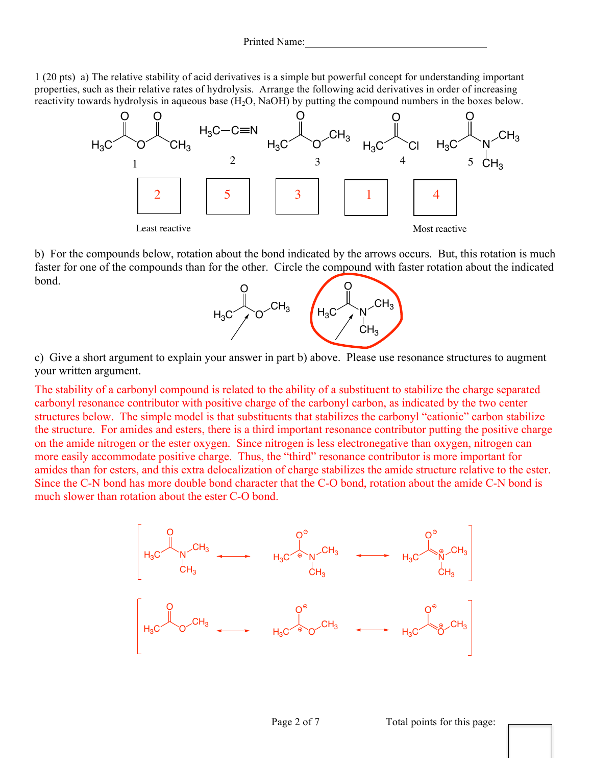Printed Name:___________________________________

1 (20 pts) a) The relative stability of acid derivatives is a simple but powerful concept for understanding important properties, such as their relative rates of hydrolysis. Arrange the following acid derivatives in order of increasing reactivity towards hydrolysis in aqueous base ($H_2O$, NaOH) by putting the compound numbers in the boxes below.

1: $H_3C$–C(=O)–O–C(=O)–$CH_3$  2: $H_3C$–C≡N  3: $H_3C$–C(=O)–O–$CH_3$  4: $H_3C$–C(=O)–Cl  5: $H_3C$–C(=O)–N($CH_3$)$CH_3$

| 2 | 5 | 3 | 1 | 4 |
|---|---|---|---|---|
| Least reactive | | | | Most reactive |

b) For the compounds below, rotation about the bond indicated by the arrows occurs. But, this rotation is much faster for one of the compounds than for the other. Circle the compound with faster rotation about the indicated bond.

$H_3C$–C(=O)–O–$CH_3$ (circled)  $H_3C$–C(=O)–N($CH_3$)$CH_3$

c) Give a short argument to explain your answer in part b) above. Please use resonance structures to augment your written argument.

The stability of a carbonyl compound is related to the ability of a substituent to stabilize the charge separated carbonyl resonance contributor with positive charge of the carbonyl carbon, as indicated by the two center structures below. The simple model is that substituents that stabilizes the carbonyl "cationic" carbon stabilize the structure. For amides and esters, there is a third important resonance contributor putting the positive charge on the amide nitrogen or the ester oxygen. Since nitrogen is less electronegative than oxygen, nitrogen can more easily accommodate positive charge. Thus, the "third" resonance contributor is more important for amides than for esters, and this extra delocalization of charge stabilizes the amide structure relative to the ester. Since the C-N bond has more double bond character that the C-O bond, rotation about the amide C-N bond is much slower than rotation about the ester C-O bond.

[ $H_3C$–C(=O)–N($CH_3$)$_2$ ⟷ $H_3C$–$C^{\oplus}$($O^{\ominus}$)–N($CH_3$)$_2$ ⟷ $H_3C$–C($O^{\ominus}$)=$N^{\oplus}$($CH_3$)$_2$ ]

[ $H_3C$–C(=O)–O–$CH_3$ ⟷ $H_3C$–$C^{\oplus}$($O^{\ominus}$)–O–$CH_3$ ⟷ $H_3C$–C($O^{\ominus}$)=$O^{\oplus}$–$CH_3$ ]

Total points for this page: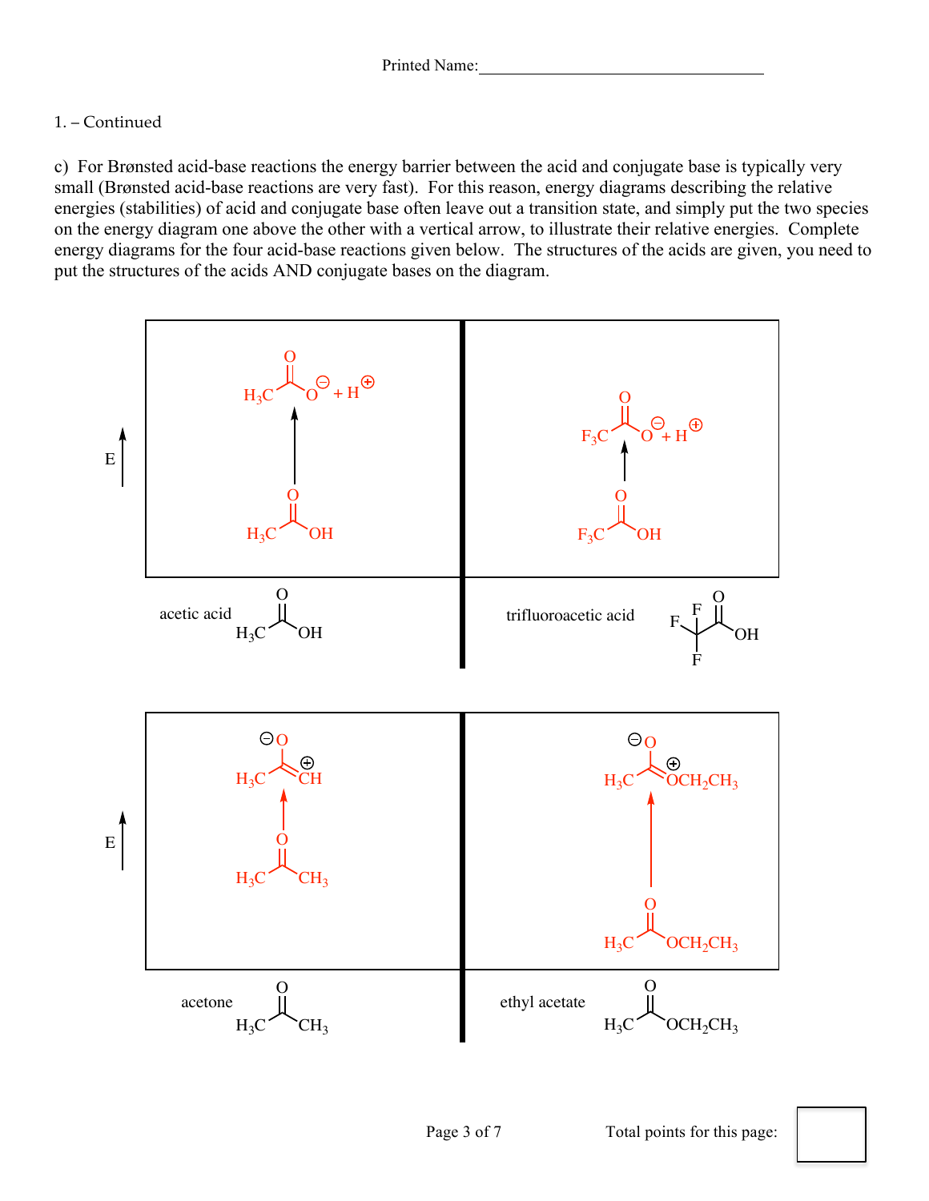Printed Name:\_\_\_\_\_\_\_\_\_\_\_\_\_\_\_\_\_\_\_\_\_\_\_\_\_\_\_\_\_\_\_\_\_\_

1. – Continued

c) For Brønsted acid-base reactions the energy barrier between the acid and conjugate base is typically very small (Brønsted acid-base reactions are very fast). For this reason, energy diagrams describing the relative energies (stabilities) of acid and conjugate base often leave out a transition state, and simply put the two species on the energy diagram one above the other with a vertical arrow, to illustrate their relative energies. Complete energy diagrams for the four acid-base reactions given below. The structures of the acids are given, you need to put the structures of the acids AND conjugate bases on the diagram.

| E ↑ (acetic acid) | (trifluoroacetic acid) |
| --- | --- |
| $H_3C$–C(=O)–$O^{\ominus}$ + $H^{\oplus}$ ↑ $H_3C$–C(=O)–OH | $F_3C$–C(=O)–$O^{\ominus}$ + $H^{\oplus}$ ↑ $F_3C$–C(=O)–OH |
| acetic acid: $H_3C$–C(=O)–OH | trifluoroacetic acid: $CF_3$–C(=O)–OH |

| E ↑ (acetone) | (ethyl acetate) |
| --- | --- |
| $H_3C$–C($O^{\ominus}$)=$CH^{\oplus}$ ↑ $H_3C$–C(=O)–$CH_3$ | $H_3C$–C($O^{\ominus}$)=$OCH_2CH_3^{\oplus}$ ↑ $H_3C$–C(=O)–$OCH_2CH_3$ |
| acetone: $H_3C$–C(=O)–$CH_3$ | ethyl acetate: $H_3C$–C(=O)–$OCH_2CH_3$ |

Total points for this page: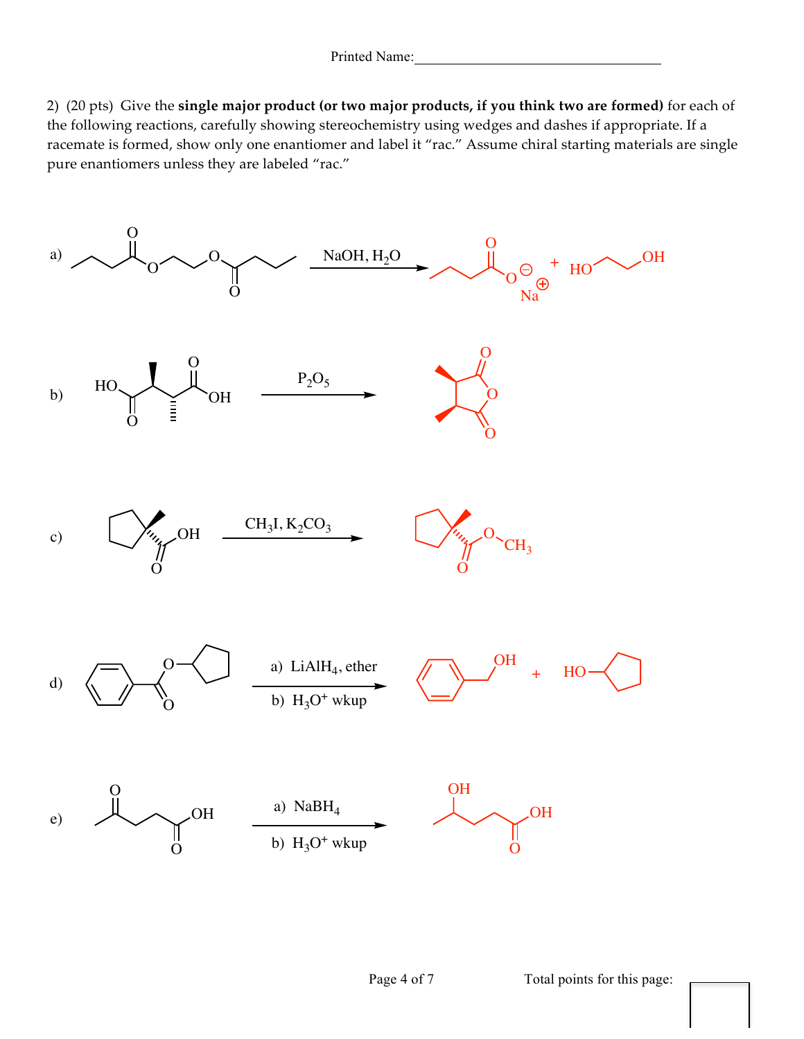Printed Name:______________________________

2) (20 pts) Give the **single major product (or two major products, if you think two are formed)** for each of the following reactions, carefully showing stereochemistry using wedges and dashes if appropriate. If a racemate is formed, show only one enantiomer and label it "rac." Assume chiral starting materials are single pure enantiomers unless they are labeled "rac."

a) NaOH, $H_2O$ → $O^{\ominus}$ $Na^{\oplus}$ + HO OH

b) HO OH $P_2O_5$ → O O O

c) OH $CH_3I$, $K_2CO_3$ → O $CH_3$ O

d) O O a) $LiAlH_4$, ether b) $H_3O^+$ wkup → OH + HO

e) O OH O a) $NaBH_4$ b) $H_3O^+$ wkup → OH OH O

Total points for this page: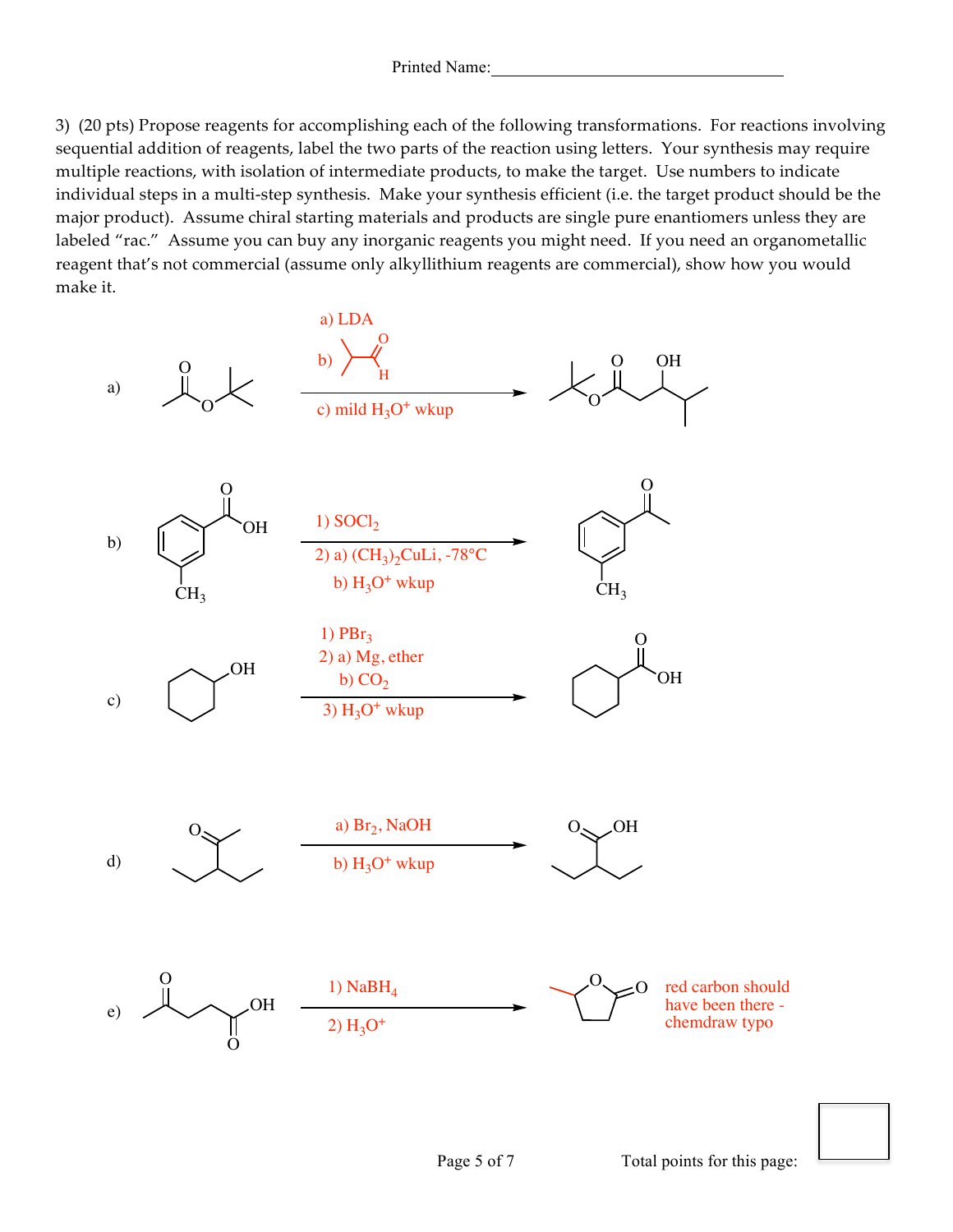Printed Name:_________________________________

3) (20 pts) Propose reagents for accomplishing each of the following transformations. For reactions involving sequential addition of reagents, label the two parts of the reaction using letters. Your synthesis may require multiple reactions, with isolation of intermediate products, to make the target. Use numbers to indicate individual steps in a multi-step synthesis. Make your synthesis efficient (i.e. the target product should be the major product). Assume chiral starting materials and products are single pure enantiomers unless they are labeled "rac." Assume you can buy any inorganic reagents you might need. If you need an organometallic reagent that's not commercial (assume only alkyllithium reagents are commercial), show how you would make it.

a)
a) LDA
b) (isobutyraldehyde, drawn as structure)
c) mild $H_3O^+$ wkup

b)
1) $SOCl_2$
2) a) $(CH_3)_2CuLi$, -78°C
   b) $H_3O^+$ wkup

c)
1) $PBr_3$
2) a) Mg, ether
   b) $CO_2$
3) $H_3O^+$ wkup

d)
a) $Br_2$, NaOH
b) $H_3O^+$ wkup

e)
1) $NaBH_4$
2) $H_3O^+$

red carbon should have been there - chemdraw typo

Total points for this page: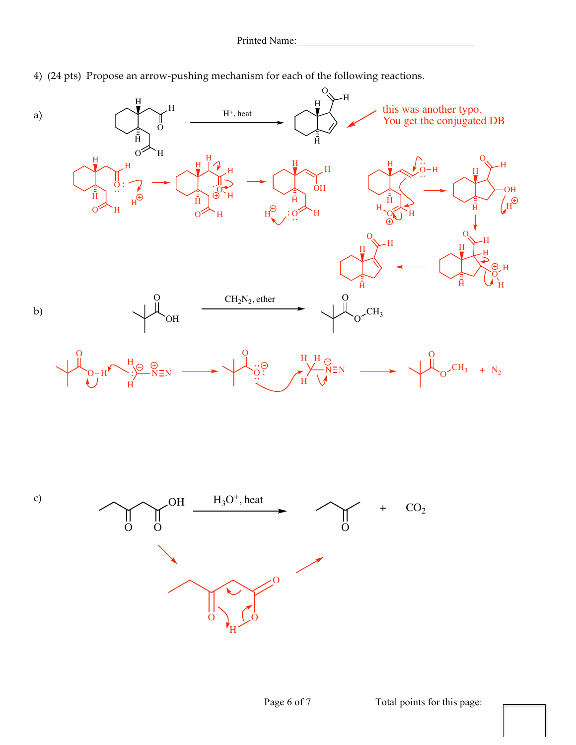Printed Name:___________________________________

4) (24 pts) Propose an arrow-pushing mechanism for each of the following reactions.

a) $H^+$, heat

this was another typo. You get the conjugated DB

b) $CH_2N_2$, ether

$+ \; N_2$

c) $H_3O^+$, heat

$+ \quad CO_2$

Total points for this page: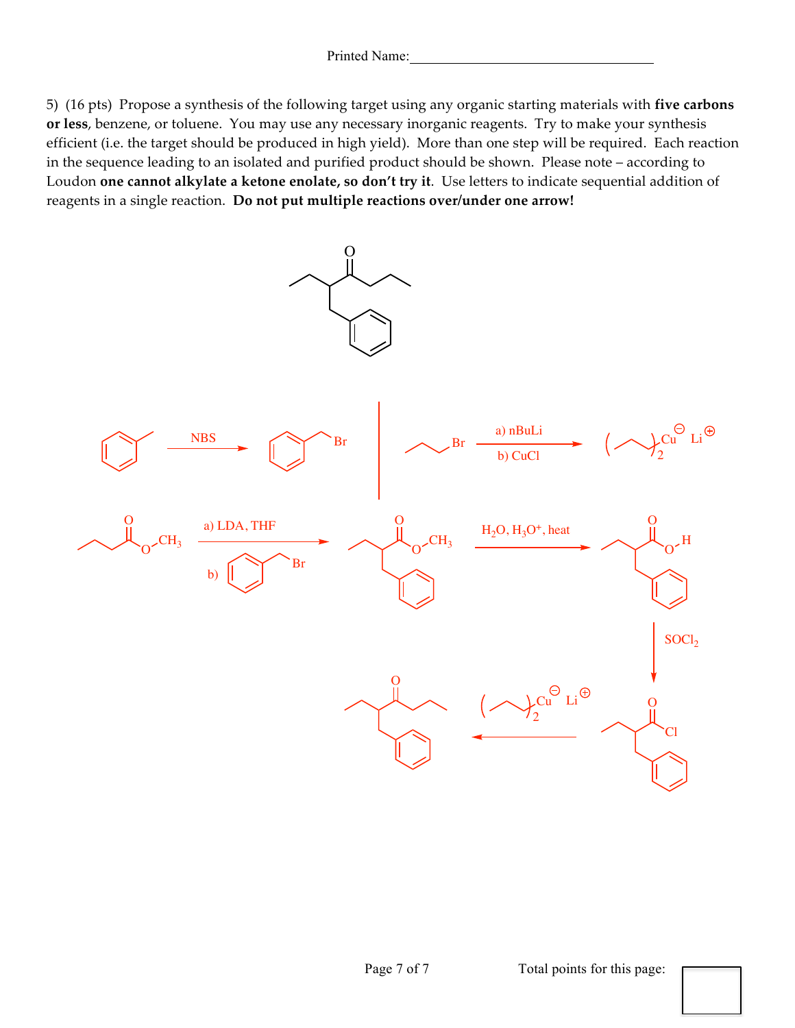Printed Name:________________________________

5) (16 pts) Propose a synthesis of the following target using any organic starting materials with **five carbons or less**, benzene, or toluene. You may use any necessary inorganic reagents. Try to make your synthesis efficient (i.e. the target should be produced in high yield). More than one step will be required. Each reaction in the sequence leading to an isolated and purified product should be shown. Please note – according to Loudon **one cannot alkylate a ketone enolate, so don't try it**. Use letters to indicate sequential addition of reagents in a single reaction. **Do not put multiple reactions over/under one arrow!**

NBS

Br

Br

a) nBuLi

b) CuCl

Cu $^{\ominus}$ Li $^{\oplus}$

2

O

O CH$_3$

a) LDA, THF

b)

Br

$H_2O$, $H_3O^+$, heat

O

O H

$SOCl_2$

O

Cl

Cu $^{\ominus}$ Li $^{\oplus}$

2

O

Total points for this page: